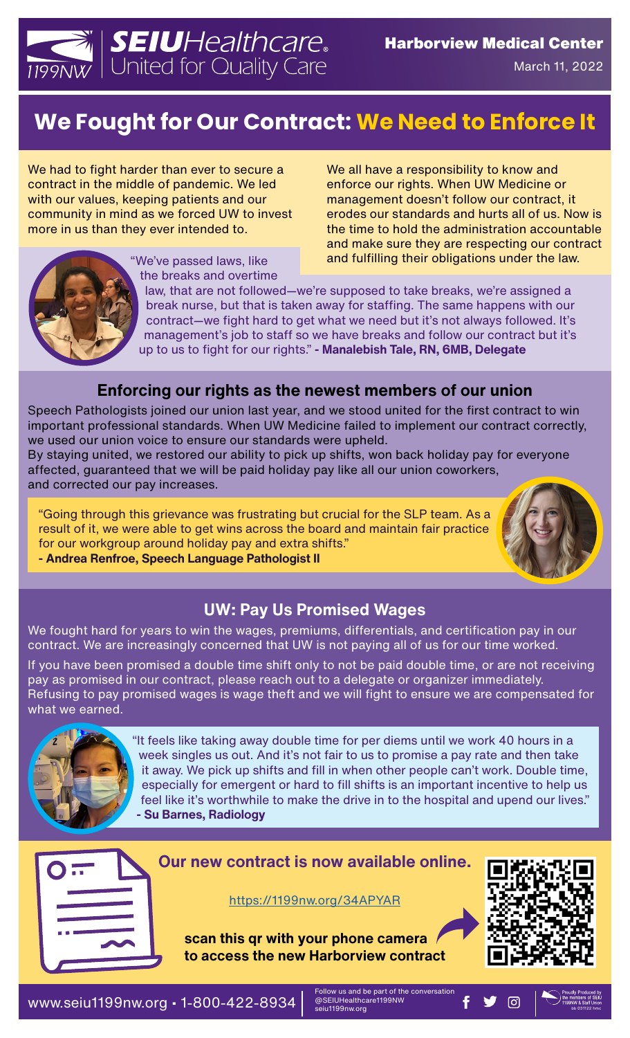SEIU Healthcare 1199NW | United for Quality Care

**Harborview Medical Center**

March 11, 2022

# We Fought for Our Contract: We Need to Enforce It

We had to fight harder than ever to secure a contract in the middle of pandemic. We led with our values, keeping patients and our community in mind as we forced UW to invest more in us than they ever intended to.

We all have a responsibility to know and enforce our rights. When UW Medicine or management doesn't follow our contract, it erodes our standards and hurts all of us. Now is the time to hold the administration accountable and make sure they are respecting our contract and fulfilling their obligations under the law.

"We've passed laws, like the breaks and overtime law, that are not followed—we're supposed to take breaks, we're assigned a break nurse, but that is taken away for staffing. The same happens with our contract—we fight hard to get what we need but it's not always followed. It's management's job to staff so we have breaks and follow our contract but it's up to us to fight for our rights." **- Manalebish Tale, RN, 6MB, Delegate**

## Enforcing our rights as the newest members of our union

Speech Pathologists joined our union last year, and we stood united for the first contract to win important professional standards. When UW Medicine failed to implement our contract correctly, we used our union voice to ensure our standards were upheld.

By staying united, we restored our ability to pick up shifts, won back holiday pay for everyone affected, guaranteed that we will be paid holiday pay like all our union coworkers, and corrected our pay increases.

"Going through this grievance was frustrating but crucial for the SLP team. As a result of it, we were able to get wins across the board and maintain fair practice for our workgroup around holiday pay and extra shifts."
**- Andrea Renfroe, Speech Language Pathologist II**

## UW: Pay Us Promised Wages

We fought hard for years to win the wages, premiums, differentials, and certification pay in our contract. We are increasingly concerned that UW is not paying all of us for our time worked.

If you have been promised a double time shift only to not be paid double time, or are not receiving pay as promised in our contract, please reach out to a delegate or organizer immediately. Refusing to pay promised wages is wage theft and we will fight to ensure we are compensated for what we earned.

"It feels like taking away double time for per diems until we work 40 hours in a week singles us out. And it's not fair to us to promise a pay rate and then take it away. We pick up shifts and fill in when other people can't work. Double time, especially for emergent or hard to fill shifts is an important incentive to help us feel like it's worthwhile to make the drive in to the hospital and upend our lives."
**- Su Barnes, Radiology**

**Our new contract is now available online.**

https://1199nw.org/34APYAR

**scan this qr with your phone camera to access the new Harborview contract**

www.seiu1199nw.org • 1-800-422-8934

Follow us and be part of the conversation
@SEIUHealthcare1199NW
seiu1199nw.org

Proudly Produced by the members of SEIU 1199NW & Staff Union
bb 031122 hmc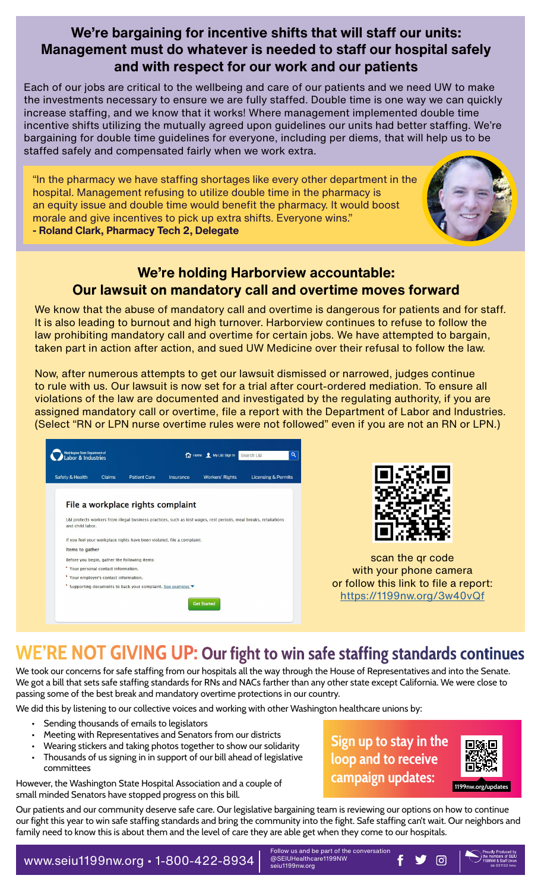## We're bargaining for incentive shifts that will staff our units: Management must do whatever is needed to staff our hospital safely and with respect for our work and our patients

Each of our jobs are critical to the wellbeing and care of our patients and we need UW to make the investments necessary to ensure we are fully staffed. Double time is one way we can quickly increase staffing, and we know that it works! Where management implemented double time incentive shifts utilizing the mutually agreed upon guidelines our units had better staffing. We're bargaining for double time guidelines for everyone, including per diems, that will help us to be staffed safely and compensated fairly when we work extra.

"In the pharmacy we have staffing shortages like every other department in the hospital. Management refusing to utilize double time in the pharmacy is an equity issue and double time would benefit the pharmacy. It would boost morale and give incentives to pick up extra shifts. Everyone wins."
**- Roland Clark, Pharmacy Tech 2, Delegate**

## We're holding Harborview accountable: Our lawsuit on mandatory call and overtime moves forward

We know that the abuse of mandatory call and overtime is dangerous for patients and for staff. It is also leading to burnout and high turnover. Harborview continues to refuse to follow the law prohibiting mandatory call and overtime for certain jobs. We have attempted to bargain, taken part in action after action, and sued UW Medicine over their refusal to follow the law.

Now, after numerous attempts to get our lawsuit dismissed or narrowed, judges continue to rule with us. Our lawsuit is now set for a trial after court-ordered mediation. To ensure all violations of the law are documented and investigated by the regulating authority, if you are assigned mandatory call or overtime, file a report with the Department of Labor and Industries. (Select "RN or LPN nurse overtime rules were not followed" even if you are not an RN or LPN.)

Washington State Department of Labor & Industries

Home | My L&I Sign in | Search L&I

Safety & Health | Claims | Patient Care | Insurance | Workers' Rights | Licensing & Permits

**File a workplace rights complaint**

L&I protects workers from illegal business practices, such as lost wages, rest periods, meal breaks, retaliations and child labor.

If you feel your workplace rights have been violated, file a complaint.

**Items to gather**

Before you begin, gather the following items:

- Your personal contact information.
- Your employer's contact information.
- Supporting documents to back your complaint. See examples

Get Started

scan the qr code with your phone camera or follow this link to file a report: https://1199nw.org/3w40vQf

## WE'RE NOT GIVING UP: Our fight to win safe staffing standards continues

We took our concerns for safe staffing from our hospitals all the way through the House of Representatives and into the Senate. We got a bill that sets safe staffing standards for RNs and NACs farther than any other state except California. We were close to passing some of the best break and mandatory overtime protections in our country.

We did this by listening to our collective voices and working with other Washington healthcare unions by:

- Sending thousands of emails to legislators
- Meeting with Representatives and Senators from our districts
- Wearing stickers and taking photos together to show our solidarity
- Thousands of us signing in in support of our bill ahead of legislative committees

However, the Washington State Hospital Association and a couple of small minded Senators have stopped progress on this bill.

**Sign up to stay in the loop and to receive campaign updates:**

1199nw.org/updates

Our patients and our community deserve safe care. Our legislative bargaining team is reviewing our options on how to continue our fight this year to win safe staffing standards and bring the community into the fight. Safe staffing can't wait. Our neighbors and family need to know this is about them and the level of care they are able get when they come to our hospitals.

www.seiu1199nw.org • 1-800-422-8934

Follow us and be part of the conversation @SEIUHealthcare1199NW seiu1199nw.org

Proudly Produced by the members of SEIU 1199NW & Staff Union bb 031122 hmc